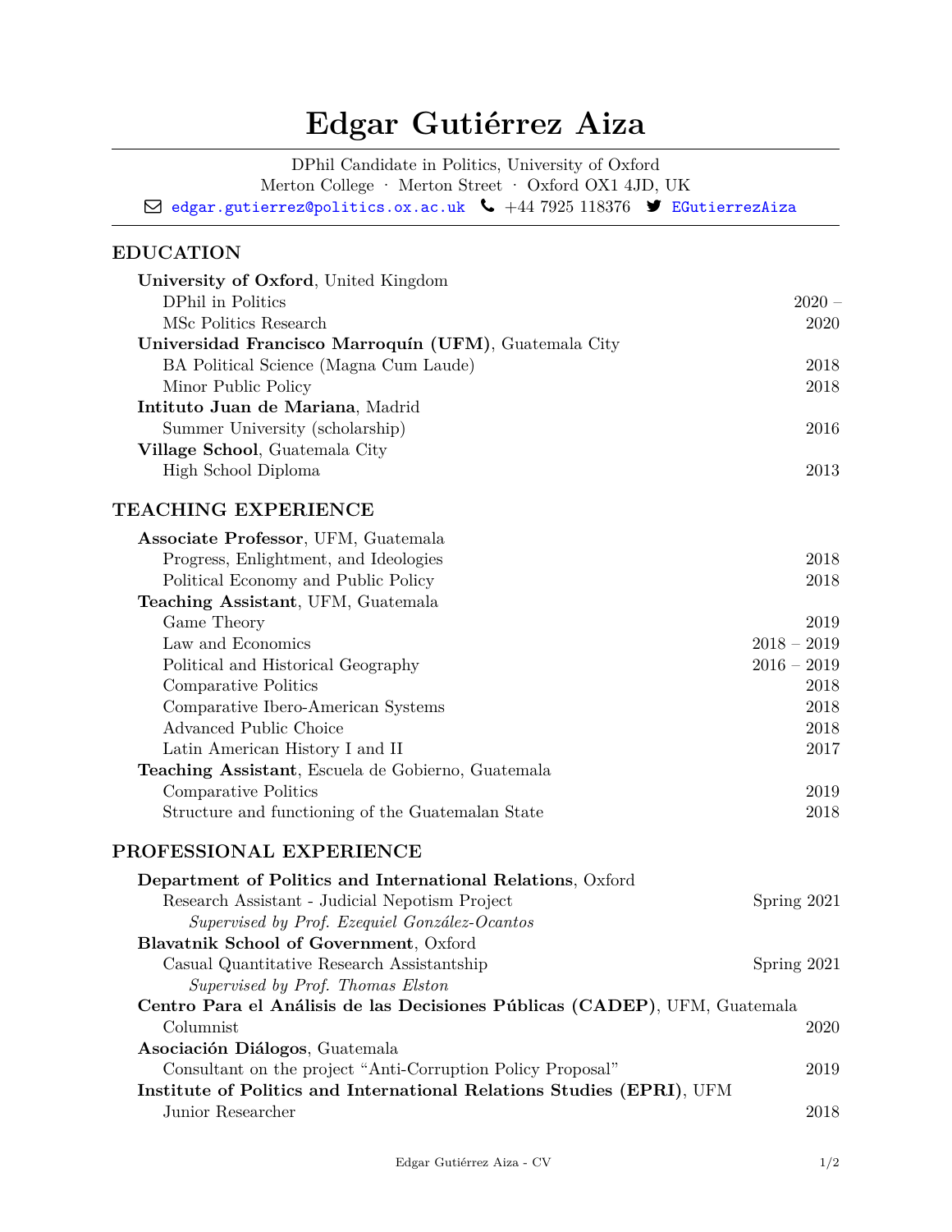# Edgar Gutiérrez Aiza

DPhil Candidate in Politics, University of Oxford
Merton College · Merton Street · Oxford OX1 4JD, UK
edgar.gutierrez@politics.ox.ac.uk · +44 7925 118376 · EGutierrezAiza

## EDUCATION

**University of Oxford**, United Kingdom
- DPhil in Politics — 2020 –
- MSc Politics Research — 2020

**Universidad Francisco Marroquín (UFM)**, Guatemala City
- BA Political Science (Magna Cum Laude) — 2018
- Minor Public Policy — 2018

**Intituto Juan de Mariana**, Madrid
- Summer University (scholarship) — 2016

**Village School**, Guatemala City
- High School Diploma — 2013

## TEACHING EXPERIENCE

**Associate Professor**, UFM, Guatemala
- Progress, Enlightment, and Ideologies — 2018
- Political Economy and Public Policy — 2018

**Teaching Assistant**, UFM, Guatemala
- Game Theory — 2019
- Law and Economics — 2018 – 2019
- Political and Historical Geography — 2016 – 2019
- Comparative Politics — 2018
- Comparative Ibero-American Systems — 2018
- Advanced Public Choice — 2018
- Latin American History I and II — 2017

**Teaching Assistant**, Escuela de Gobierno, Guatemala
- Comparative Politics — 2019
- Structure and functioning of the Guatemalan State — 2018

## PROFESSIONAL EXPERIENCE

**Department of Politics and International Relations**, Oxford
- Research Assistant - Judicial Nepotism Project — Spring 2021
  *Supervised by Prof. Ezequiel González-Ocantos*

**Blavatnik School of Government**, Oxford
- Casual Quantitative Research Assistantship — Spring 2021
  *Supervised by Prof. Thomas Elston*

**Centro Para el Análisis de las Decisiones Públicas (CADEP)**, UFM, Guatemala
- Columnist — 2020

**Asociación Diálogos**, Guatemala
- Consultant on the project "Anti-Corruption Policy Proposal" — 2019

**Institute of Politics and International Relations Studies (EPRI)**, UFM
- Junior Researcher — 2018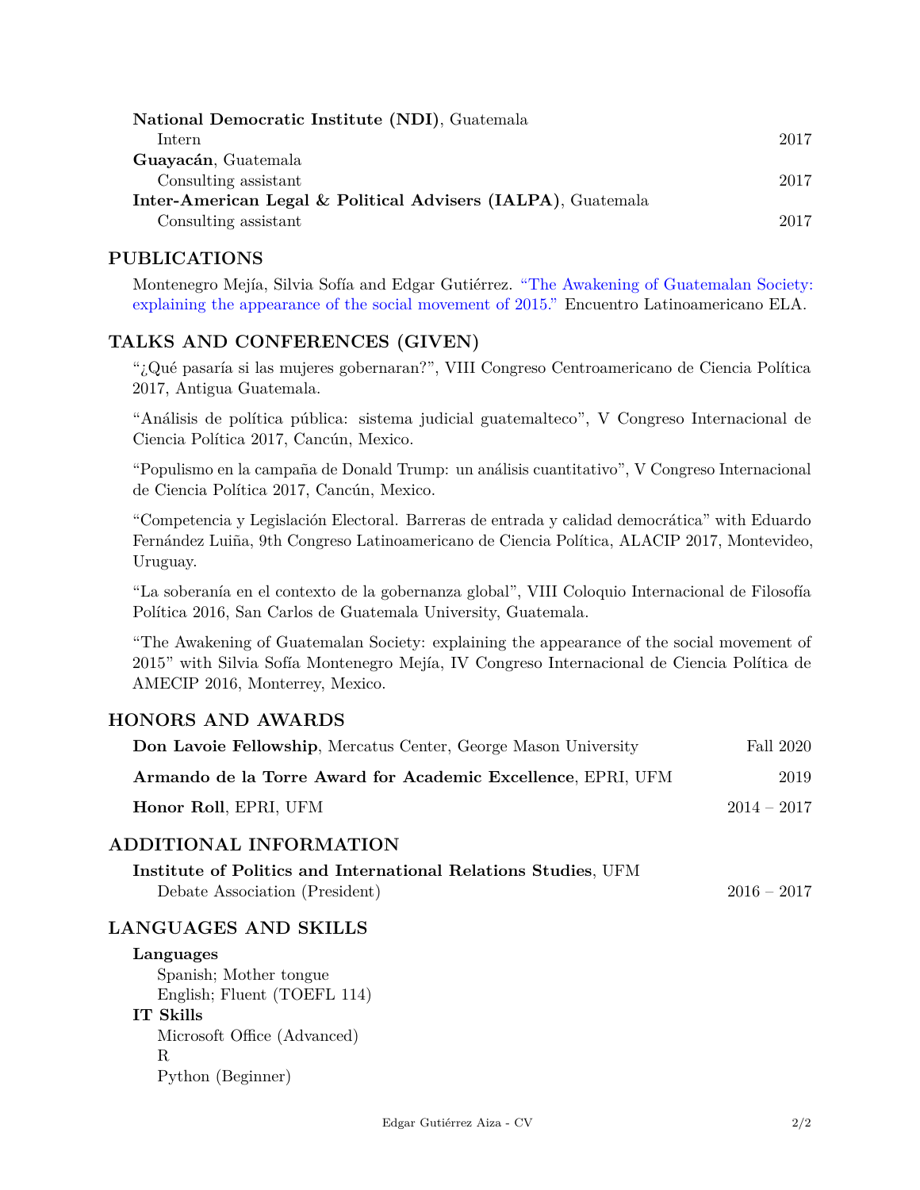**National Democratic Institute (NDI)**, Guatemala
Intern 2017

**Guayacán**, Guatemala
Consulting assistant 2017

**Inter-American Legal & Political Advisers (IALPA)**, Guatemala
Consulting assistant 2017

## PUBLICATIONS

Montenegro Mejía, Silvia Sofía and Edgar Gutiérrez. "The Awakening of Guatemalan Society: explaining the appearance of the social movement of 2015." Encuentro Latinoamericano ELA.

## TALKS AND CONFERENCES (GIVEN)

"¿Qué pasaría si las mujeres gobernaran?", VIII Congreso Centroamericano de Ciencia Política 2017, Antigua Guatemala.

"Análisis de política pública: sistema judicial guatemalteco", V Congreso Internacional de Ciencia Política 2017, Cancún, Mexico.

"Populismo en la campaña de Donald Trump: un análisis cuantitativo", V Congreso Internacional de Ciencia Política 2017, Cancún, Mexico.

"Competencia y Legislación Electoral. Barreras de entrada y calidad democrática" with Eduardo Fernández Luiña, 9th Congreso Latinoamericano de Ciencia Política, ALACIP 2017, Montevideo, Uruguay.

"La soberanía en el contexto de la gobernanza global", VIII Coloquio Internacional de Filosofía Política 2016, San Carlos de Guatemala University, Guatemala.

"The Awakening of Guatemalan Society: explaining the appearance of the social movement of 2015" with Silvia Sofía Montenegro Mejía, IV Congreso Internacional de Ciencia Política de AMECIP 2016, Monterrey, Mexico.

## HONORS AND AWARDS

**Don Lavoie Fellowship**, Mercatus Center, George Mason University — Fall 2020

**Armando de la Torre Award for Academic Excellence**, EPRI, UFM — 2019

**Honor Roll**, EPRI, UFM — 2014 – 2017

## ADDITIONAL INFORMATION

**Institute of Politics and International Relations Studies**, UFM
Debate Association (President) 2016 – 2017

## LANGUAGES AND SKILLS

**Languages**
Spanish; Mother tongue
English; Fluent (TOEFL 114)

**IT Skills**
Microsoft Office (Advanced)
R
Python (Beginner)